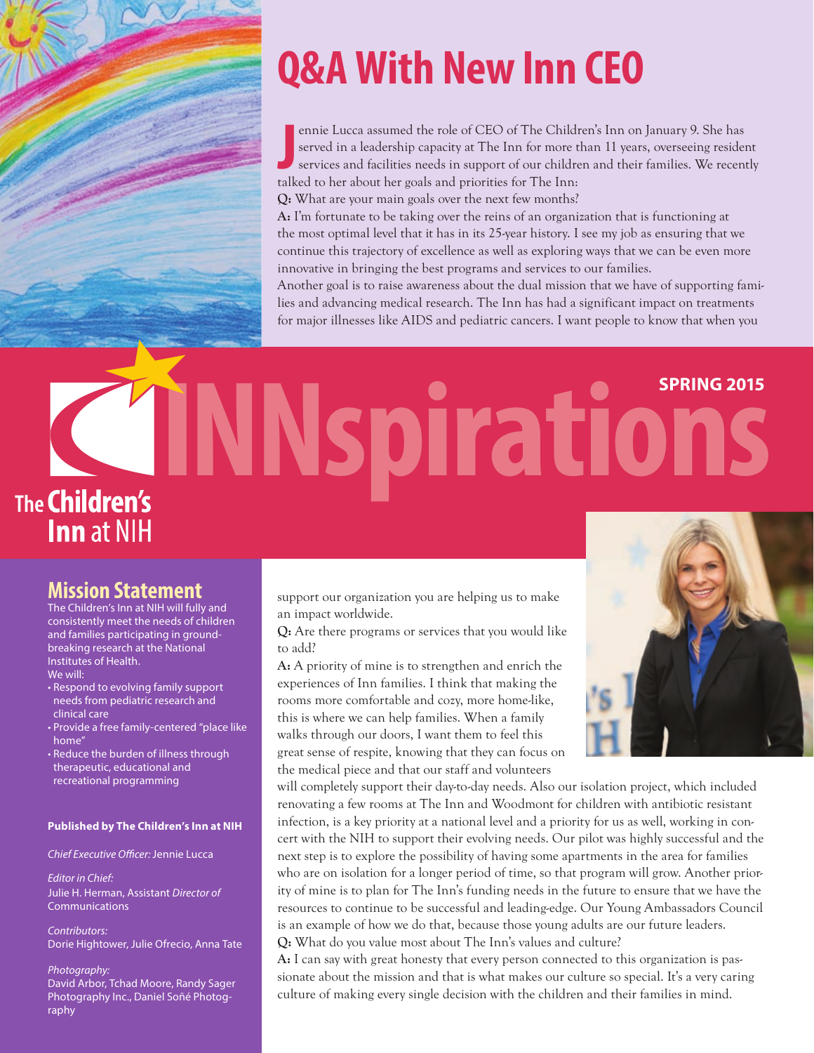# Q&A With New Inn CEO

Jennie Lucca assumed the role of CEO of The Children's Inn on January 9. She has served in a leadership capacity at The Inn for more than 11 years, overseeing resident services and facilities needs in support of our children and their families. We recently talked to her about her goals and priorities for The Inn:

**Q:** What are your main goals over the next few months?

**A:** I'm fortunate to be taking over the reins of an organization that is functioning at the most optimal level that it has in its 25-year history. I see my job as ensuring that we continue this trajectory of excellence as well as exploring ways that we can be even more innovative in bringing the best programs and services to our families.

Another goal is to raise awareness about the dual mission that we have of supporting families and advancing medical research. The Inn has had a significant impact on treatments for major illnesses like AIDS and pediatric cancers. I want people to know that when you support our organization you are helping us to make an impact worldwide.

**Q:** Are there programs or services that you would like to add?

**A:** A priority of mine is to strengthen and enrich the experiences of Inn families. I think that making the rooms more comfortable and cozy, more home-like, this is where we can help families. When a family walks through our doors, I want them to feel this great sense of respite, knowing that they can focus on the medical piece and that our staff and volunteers will completely support their day-to-day needs. Also our isolation project, which included renovating a few rooms at The Inn and Woodmont for children with antibiotic resistant infection, is a key priority at a national level and a priority for us as well, working in concert with the NIH to support their evolving needs. Our pilot was highly successful and the next step is to explore the possibility of having some apartments in the area for families who are on isolation for a longer period of time, so that program will grow. Another priority of mine is to plan for The Inn's funding needs in the future to ensure that we have the resources to continue to be successful and leading-edge. Our Young Ambassadors Council is an example of how we do that, because those young adults are our future leaders.

**Q:** What do you value most about The Inn's values and culture?

**A:** I can say with great honesty that every person connected to this organization is passionate about the mission and that is what makes our culture so special. It's a very caring culture of making every single decision with the children and their families in mind.

# INNspirations

**SPRING 2015**

The Children's Inn at NIH

## Mission Statement

The Children's Inn at NIH will fully and consistently meet the needs of children and families participating in groundbreaking research at the National Institutes of Health.

We will:

- Respond to evolving family support needs from pediatric research and clinical care
- Provide a free family-centered "place like home"
- Reduce the burden of illness through therapeutic, educational and recreational programming

**Published by The Children's Inn at NIH**

*Chief Executive Officer:* Jennie Lucca

*Editor in Chief:*
Julie H. Herman, Assistant *Director of* Communications

*Contributors:*
Dorie Hightower, Julie Ofrecio, Anna Tate

*Photography:*
David Arbor, Tchad Moore, Randy Sager Photography Inc., Daniel Soñé Photography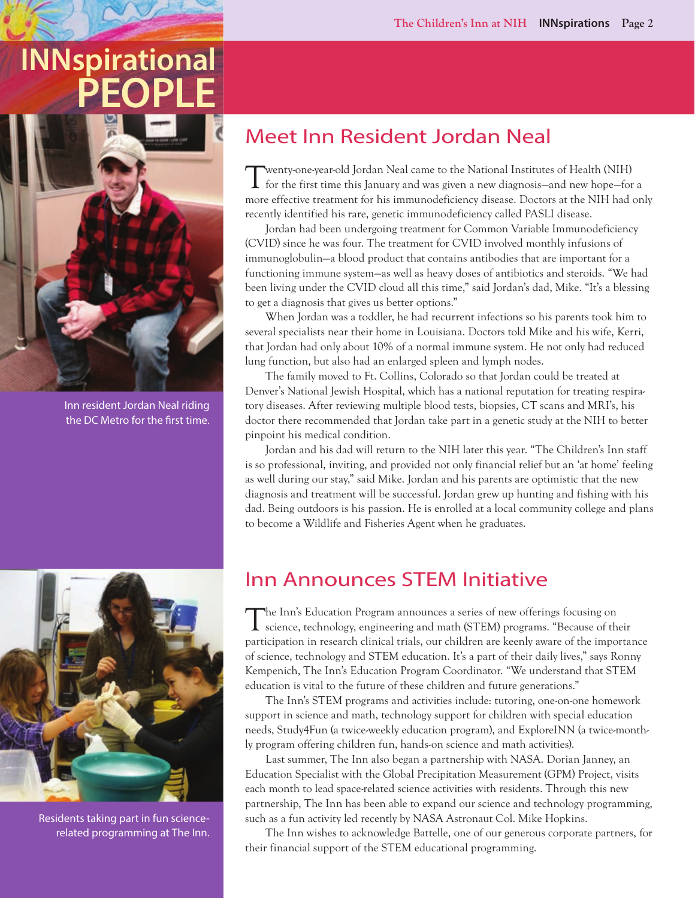# INNspirational PEOPLE

Inn resident Jordan Neal riding the DC Metro for the first time.

## Meet Inn Resident Jordan Neal

Twenty-one-year-old Jordan Neal came to the National Institutes of Health (NIH) for the first time this January and was given a new diagnosis—and new hope—for a more effective treatment for his immunodeficiency disease. Doctors at the NIH had only recently identified his rare, genetic immunodeficiency called PASLI disease.

Jordan had been undergoing treatment for Common Variable Immunodeficiency (CVID) since he was four. The treatment for CVID involved monthly infusions of immunoglobulin—a blood product that contains antibodies that are important for a functioning immune system—as well as heavy doses of antibiotics and steroids. "We had been living under the CVID cloud all this time," said Jordan's dad, Mike. "It's a blessing to get a diagnosis that gives us better options."

When Jordan was a toddler, he had recurrent infections so his parents took him to several specialists near their home in Louisiana. Doctors told Mike and his wife, Kerri, that Jordan had only about 10% of a normal immune system. He not only had reduced lung function, but also had an enlarged spleen and lymph nodes.

The family moved to Ft. Collins, Colorado so that Jordan could be treated at Denver's National Jewish Hospital, which has a national reputation for treating respiratory diseases. After reviewing multiple blood tests, biopsies, CT scans and MRI's, his doctor there recommended that Jordan take part in a genetic study at the NIH to better pinpoint his medical condition.

Jordan and his dad will return to the NIH later this year. "The Children's Inn staff is so professional, inviting, and provided not only financial relief but an 'at home' feeling as well during our stay," said Mike. Jordan and his parents are optimistic that the new diagnosis and treatment will be successful. Jordan grew up hunting and fishing with his dad. Being outdoors is his passion. He is enrolled at a local community college and plans to become a Wildlife and Fisheries Agent when he graduates.

Residents taking part in fun science-related programming at The Inn.

## Inn Announces STEM Initiative

The Inn's Education Program announces a series of new offerings focusing on science, technology, engineering and math (STEM) programs. "Because of their participation in research clinical trials, our children are keenly aware of the importance of science, technology and STEM education. It's a part of their daily lives," says Ronny Kempenich, The Inn's Education Program Coordinator. "We understand that STEM education is vital to the future of these children and future generations."

The Inn's STEM programs and activities include: tutoring, one-on-one homework support in science and math, technology support for children with special education needs, Study4Fun (a twice-weekly education program), and ExploreINN (a twice-monthly program offering children fun, hands-on science and math activities).

Last summer, The Inn also began a partnership with NASA. Dorian Janney, an Education Specialist with the Global Precipitation Measurement (GPM) Project, visits each month to lead space-related science activities with residents. Through this new partnership, The Inn has been able to expand our science and technology programming, such as a fun activity led recently by NASA Astronaut Col. Mike Hopkins.

The Inn wishes to acknowledge Battelle, one of our generous corporate partners, for their financial support of the STEM educational programming.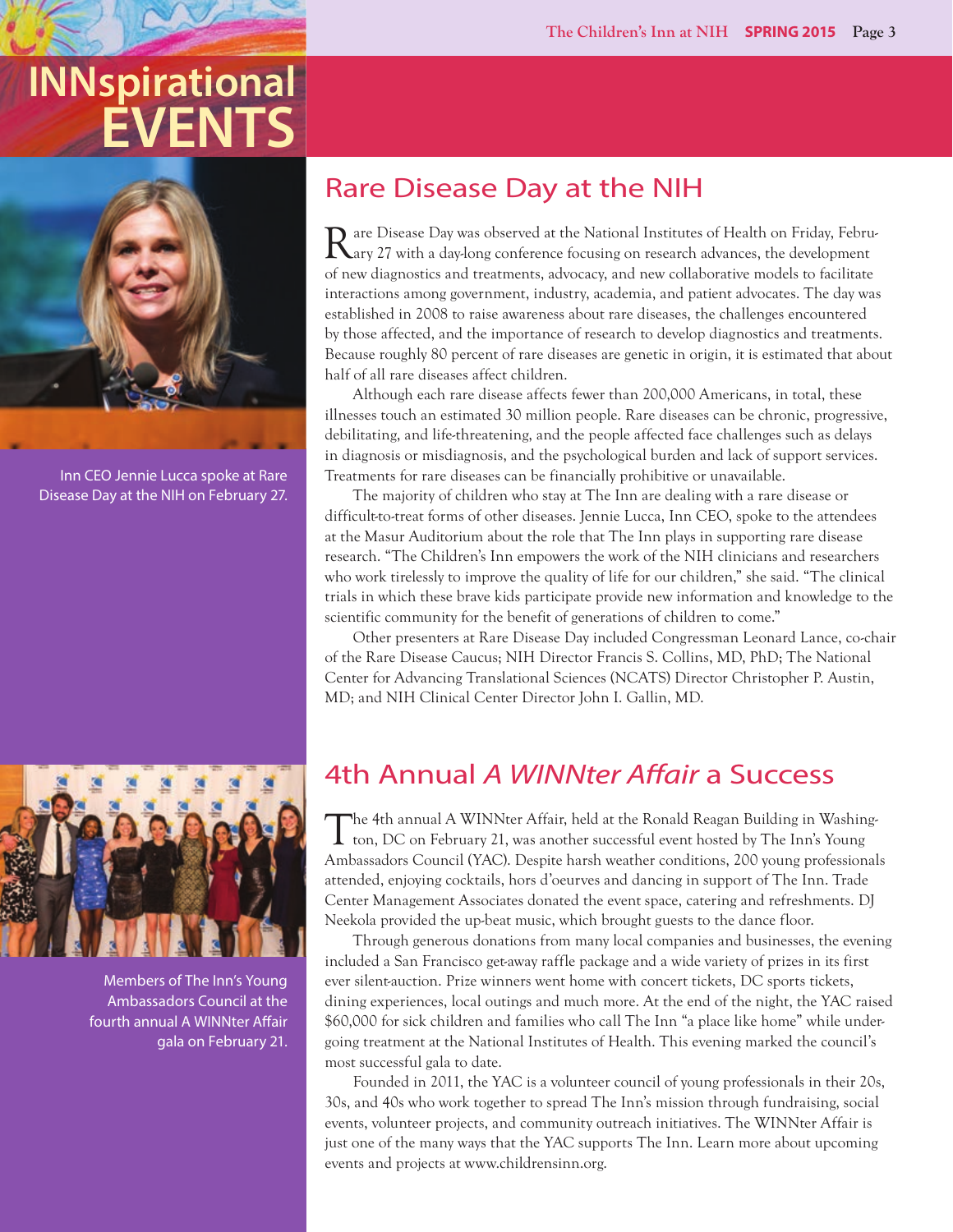# INNspirational EVENTS

Inn CEO Jennie Lucca spoke at Rare Disease Day at the NIH on February 27.

## Rare Disease Day at the NIH

Rare Disease Day was observed at the National Institutes of Health on Friday, February 27 with a day-long conference focusing on research advances, the development of new diagnostics and treatments, advocacy, and new collaborative models to facilitate interactions among government, industry, academia, and patient advocates. The day was established in 2008 to raise awareness about rare diseases, the challenges encountered by those affected, and the importance of research to develop diagnostics and treatments. Because roughly 80 percent of rare diseases are genetic in origin, it is estimated that about half of all rare diseases affect children.

Although each rare disease affects fewer than 200,000 Americans, in total, these illnesses touch an estimated 30 million people. Rare diseases can be chronic, progressive, debilitating, and life-threatening, and the people affected face challenges such as delays in diagnosis or misdiagnosis, and the psychological burden and lack of support services. Treatments for rare diseases can be financially prohibitive or unavailable.

The majority of children who stay at The Inn are dealing with a rare disease or difficult-to-treat forms of other diseases. Jennie Lucca, Inn CEO, spoke to the attendees at the Masur Auditorium about the role that The Inn plays in supporting rare disease research. "The Children's Inn empowers the work of the NIH clinicians and researchers who work tirelessly to improve the quality of life for our children," she said. "The clinical trials in which these brave kids participate provide new information and knowledge to the scientific community for the benefit of generations of children to come."

Other presenters at Rare Disease Day included Congressman Leonard Lance, co-chair of the Rare Disease Caucus; NIH Director Francis S. Collins, MD, PhD; The National Center for Advancing Translational Sciences (NCATS) Director Christopher P. Austin, MD; and NIH Clinical Center Director John I. Gallin, MD.

Members of The Inn's Young Ambassadors Council at the fourth annual A WINNter Affair gala on February 21.

## 4th Annual *A WINNter Affair* a Success

The 4th annual A WINNter Affair, held at the Ronald Reagan Building in Washington, DC on February 21, was another successful event hosted by The Inn's Young Ambassadors Council (YAC). Despite harsh weather conditions, 200 young professionals attended, enjoying cocktails, hors d'oeurves and dancing in support of The Inn. Trade Center Management Associates donated the event space, catering and refreshments. DJ Neekola provided the up-beat music, which brought guests to the dance floor.

Through generous donations from many local companies and businesses, the evening included a San Francisco get-away raffle package and a wide variety of prizes in its first ever silent-auction. Prize winners went home with concert tickets, DC sports tickets, dining experiences, local outings and much more. At the end of the night, the YAC raised $60,000 for sick children and families who call The Inn "a place like home" while undergoing treatment at the National Institutes of Health. This evening marked the council's most successful gala to date.

Founded in 2011, the YAC is a volunteer council of young professionals in their 20s, 30s, and 40s who work together to spread The Inn's mission through fundraising, social events, volunteer projects, and community outreach initiatives. The WINNter Affair is just one of the many ways that the YAC supports The Inn. Learn more about upcoming events and projects at www.childrensinn.org.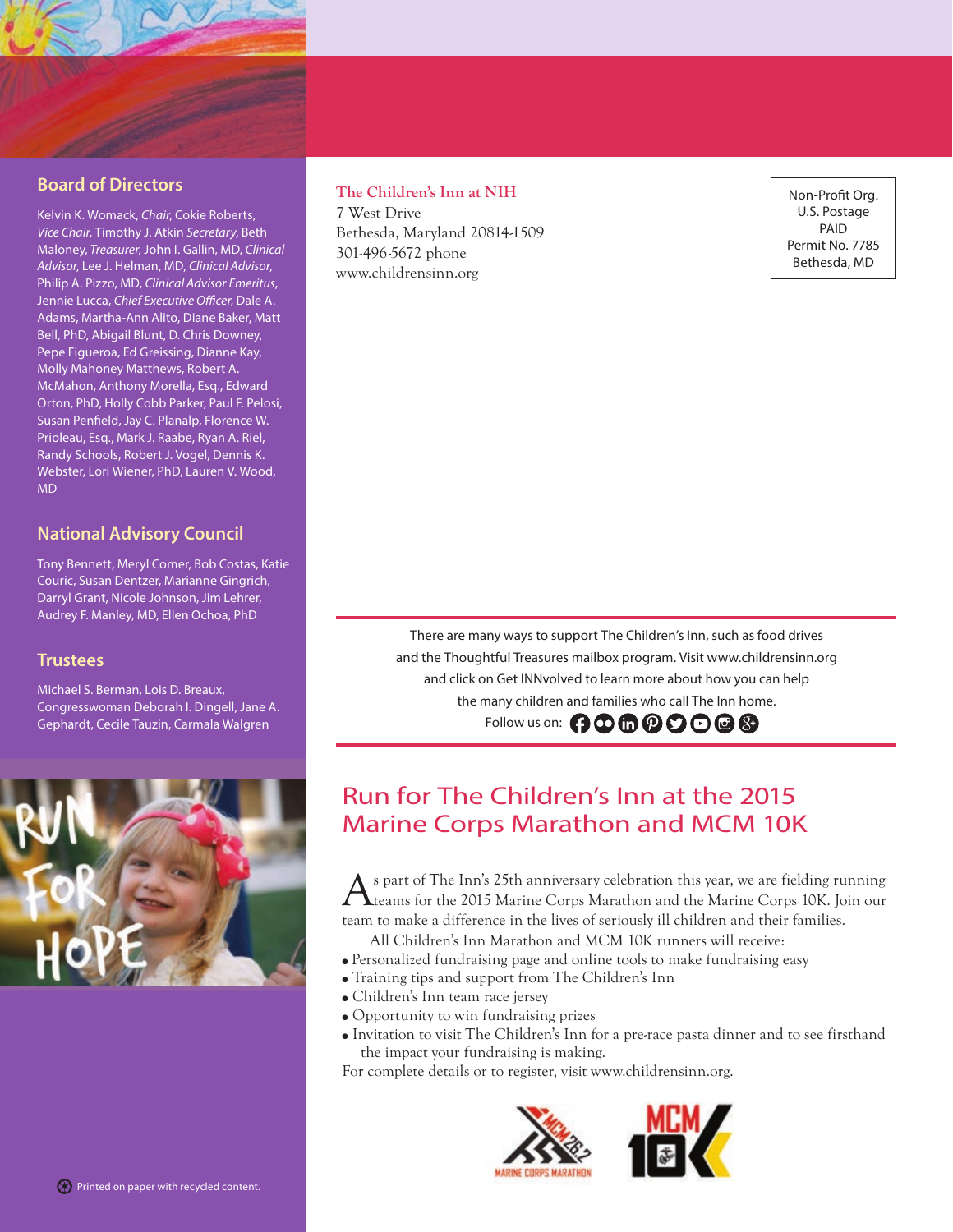## Board of Directors

Kelvin K. Womack, *Chair,* Cokie Roberts, *Vice Chair,* Timothy J. Atkin *Secretary,* Beth Maloney, *Treasurer,* John I. Gallin, MD, *Clinical Advisor,* Lee J. Helman, MD, *Clinical Advisor,* Philip A. Pizzo, MD, *Clinical Advisor Emeritus,* Jennie Lucca, *Chief Executive Officer,* Dale A. Adams, Martha-Ann Alito, Diane Baker, Matt Bell, PhD, Abigail Blunt, D. Chris Downey, Pepe Figueroa, Ed Greissing, Dianne Kay, Molly Mahoney Matthews, Robert A. McMahon, Anthony Morella, Esq., Edward Orton, PhD, Holly Cobb Parker, Paul F. Pelosi, Susan Penfield, Jay C. Planalp, Florence W. Prioleau, Esq., Mark J. Raabe, Ryan A. Riel, Randy Schools, Robert J. Vogel, Dennis K. Webster, Lori Wiener, PhD, Lauren V. Wood, MD

## National Advisory Council

Tony Bennett, Meryl Comer, Bob Costas, Katie Couric, Susan Dentzer, Marianne Gingrich, Darryl Grant, Nicole Johnson, Jim Lehrer, Audrey F. Manley, MD, Ellen Ochoa, PhD

## Trustees

Michael S. Berman, Lois D. Breaux, Congresswoman Deborah I. Dingell, Jane A. Gephardt, Cecile Tauzin, Carmala Walgren

RUN FOR HOPE

Printed on paper with recycled content.

**The Children's Inn at NIH**
7 West Drive
Bethesda, Maryland 20814-1509
301-496-5672 phone
www.childrensinn.org

Non-Profit Org.
U.S. Postage
PAID
Permit No. 7785
Bethesda, MD

There are many ways to support The Children's Inn, such as food drives and the Thoughtful Treasures mailbox program. Visit www.childrensinn.org and click on Get INNvolved to learn more about how you can help the many children and families who call The Inn home.

Follow us on:

## Run for The Children's Inn at the 2015 Marine Corps Marathon and MCM 10K

As part of The Inn's 25th anniversary celebration this year, we are fielding running teams for the 2015 Marine Corps Marathon and the Marine Corps 10K. Join our team to make a difference in the lives of seriously ill children and their families.

All Children's Inn Marathon and MCM 10K runners will receive:

- Personalized fundraising page and online tools to make fundraising easy
- Training tips and support from The Children's Inn
- Children's Inn team race jersey
- Opportunity to win fundraising prizes
- Invitation to visit The Children's Inn for a pre-race pasta dinner and to see firsthand the impact your fundraising is making.

For complete details or to register, visit www.childrensinn.org.

MCM 26.2 MARINE CORPS MARATHON

MCM 10K